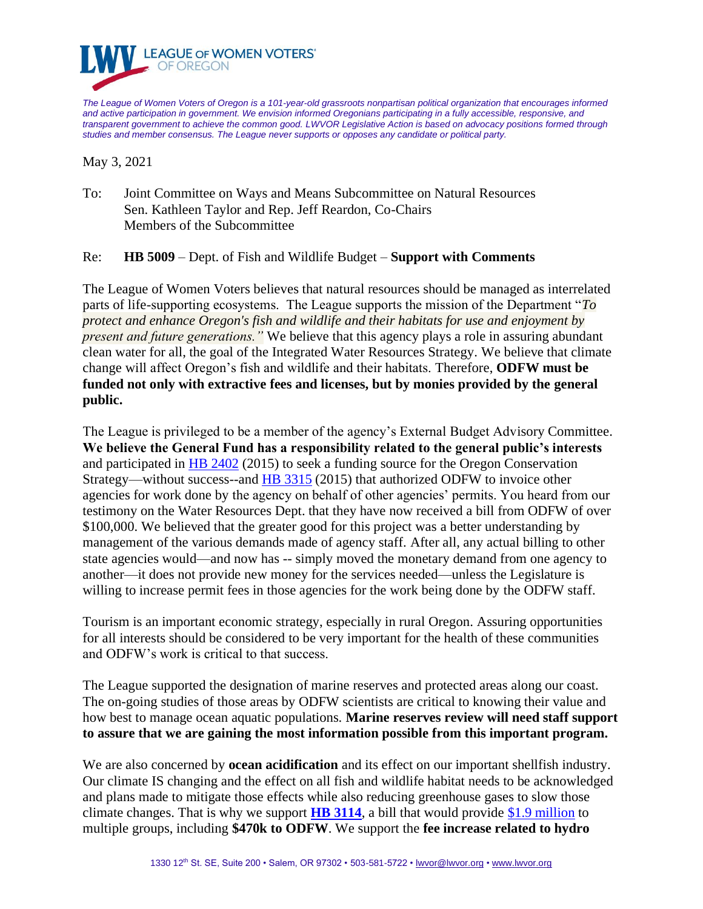LEAGUE OF WOMEN VOTERS® OF OREGON

*The League of Women Voters of Oregon is a 101-year-old grassroots nonpartisan political organization that encourages informed and active participation in government. We envision informed Oregonians participating in a fully accessible, responsive, and transparent government to achieve the common good. LWVOR Legislative Action is based on advocacy positions formed through studies and member consensus. The League never supports or opposes any candidate or political party.*

May 3, 2021

To: Joint Committee on Ways and Means Subcommittee on Natural Resources
Sen. Kathleen Taylor and Rep. Jeff Reardon, Co-Chairs
Members of the Subcommittee

Re: **HB 5009** – Dept. of Fish and Wildlife Budget – **Support with Comments**

The League of Women Voters believes that natural resources should be managed as interrelated parts of life-supporting ecosystems. The League supports the mission of the Department "*To protect and enhance Oregon's fish and wildlife and their habitats for use and enjoyment by present and future generations."* We believe that this agency plays a role in assuring abundant clean water for all, the goal of the Integrated Water Resources Strategy. We believe that climate change will affect Oregon's fish and wildlife and their habitats. Therefore, **ODFW must be funded not only with extractive fees and licenses, but by monies provided by the general public.**

The League is privileged to be a member of the agency's External Budget Advisory Committee. **We believe the General Fund has a responsibility related to the general public's interests** and participated in HB 2402 (2015) to seek a funding source for the Oregon Conservation Strategy—without success--and HB 3315 (2015) that authorized ODFW to invoice other agencies for work done by the agency on behalf of other agencies' permits. You heard from our testimony on the Water Resources Dept. that they have now received a bill from ODFW of over $100,000. We believed that the greater good for this project was a better understanding by management of the various demands made of agency staff. After all, any actual billing to other state agencies would—and now has -- simply moved the monetary demand from one agency to another—it does not provide new money for the services needed—unless the Legislature is willing to increase permit fees in those agencies for the work being done by the ODFW staff.

Tourism is an important economic strategy, especially in rural Oregon. Assuring opportunities for all interests should be considered to be very important for the health of these communities and ODFW's work is critical to that success.

The League supported the designation of marine reserves and protected areas along our coast. The on-going studies of those areas by ODFW scientists are critical to knowing their value and how best to manage ocean aquatic populations. **Marine reserves review will need staff support to assure that we are gaining the most information possible from this important program.**

We are also concerned by **ocean acidification** and its effect on our important shellfish industry. Our climate IS changing and the effect on all fish and wildlife habitat needs to be acknowledged and plans made to mitigate those effects while also reducing greenhouse gases to slow those climate changes. That is why we support **HB 3114**, a bill that would provide $1.9 million to multiple groups, including **$470k to ODFW**. We support the **fee increase related to hydro**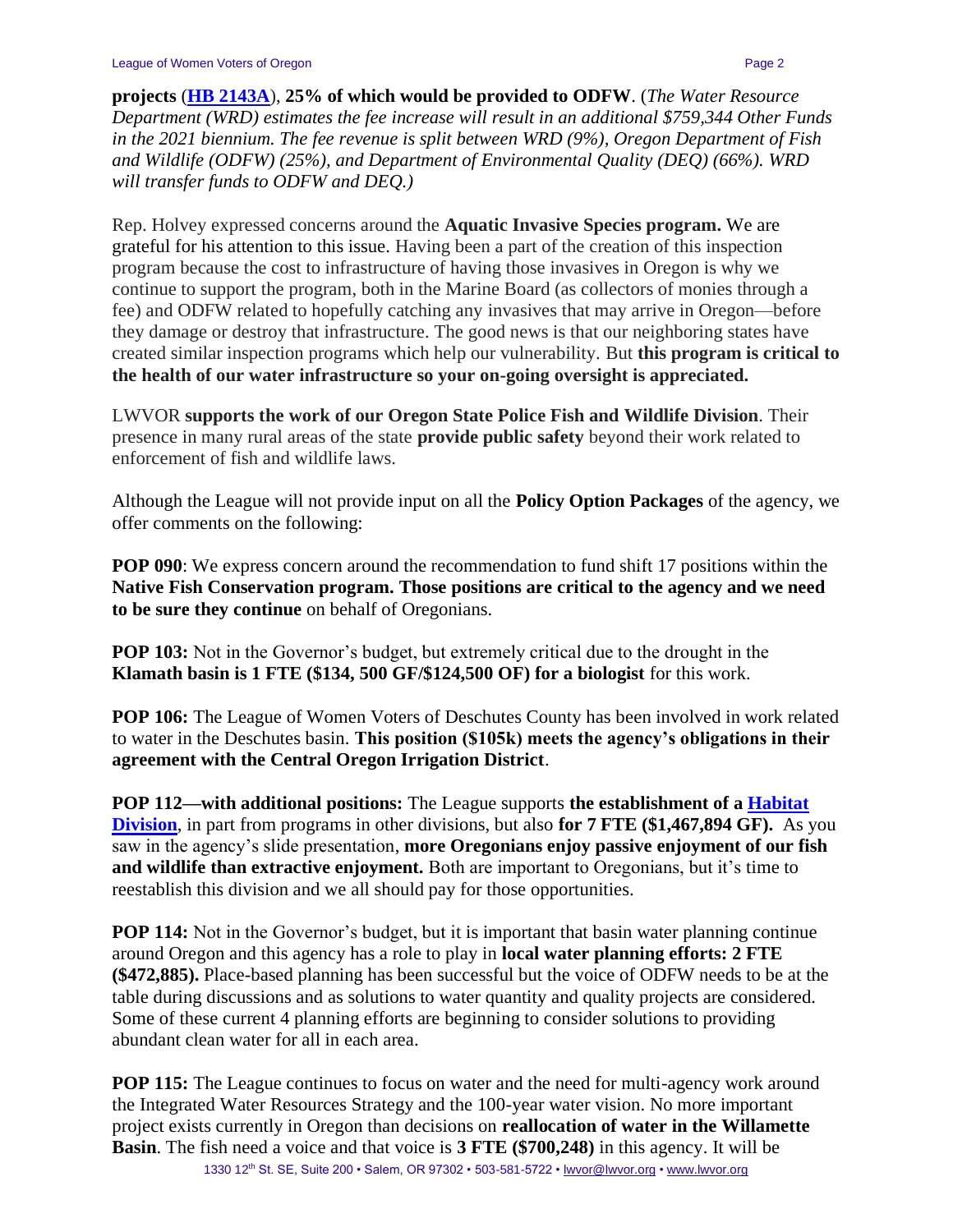**projects** (**[HB 2143A](#)**), **25% of which would be provided to ODFW**. (*The Water Resource Department (WRD) estimates the fee increase will result in an additional $759,344 Other Funds in the 2021 biennium. The fee revenue is split between WRD (9%), Oregon Department of Fish and Wildlife (ODFW) (25%), and Department of Environmental Quality (DEQ) (66%). WRD will transfer funds to ODFW and DEQ.)*

Rep. Holvey expressed concerns around the **Aquatic Invasive Species program.** We are grateful for his attention to this issue. Having been a part of the creation of this inspection program because the cost to infrastructure of having those invasives in Oregon is why we continue to support the program, both in the Marine Board (as collectors of monies through a fee) and ODFW related to hopefully catching any invasives that may arrive in Oregon—before they damage or destroy that infrastructure. The good news is that our neighboring states have created similar inspection programs which help our vulnerability. But **this program is critical to the health of our water infrastructure so your on-going oversight is appreciated.**

LWVOR **supports the work of our Oregon State Police Fish and Wildlife Division**. Their presence in many rural areas of the state **provide public safety** beyond their work related to enforcement of fish and wildlife laws.

Although the League will not provide input on all the **Policy Option Packages** of the agency, we offer comments on the following:

**POP 090**: We express concern around the recommendation to fund shift 17 positions within the **Native Fish Conservation program. Those positions are critical to the agency and we need to be sure they continue** on behalf of Oregonians.

**POP 103:** Not in the Governor's budget, but extremely critical due to the drought in the **Klamath basin is 1 FTE ($134, 500 GF/$124,500 OF) for a biologist** for this work.

**POP 106:** The League of Women Voters of Deschutes County has been involved in work related to water in the Deschutes basin. **This position ($105k) meets the agency's obligations in their agreement with the Central Oregon Irrigation District**.

**POP 112—with additional positions:** The League supports **the establishment of a [Habitat Division](#)**, in part from programs in other divisions, but also **for 7 FTE ($1,467,894 GF).** As you saw in the agency's slide presentation, **more Oregonians enjoy passive enjoyment of our fish and wildlife than extractive enjoyment.** Both are important to Oregonians, but it's time to reestablish this division and we all should pay for those opportunities.

**POP 114:** Not in the Governor's budget, but it is important that basin water planning continue around Oregon and this agency has a role to play in **local water planning efforts: 2 FTE ($472,885).** Place-based planning has been successful but the voice of ODFW needs to be at the table during discussions and as solutions to water quantity and quality projects are considered. Some of these current 4 planning efforts are beginning to consider solutions to providing abundant clean water for all in each area.

**POP 115:** The League continues to focus on water and the need for multi-agency work around the Integrated Water Resources Strategy and the 100-year water vision. No more important project exists currently in Oregon than decisions on **reallocation of water in the Willamette Basin**. The fish need a voice and that voice is **3 FTE ($700,248)** in this agency. It will be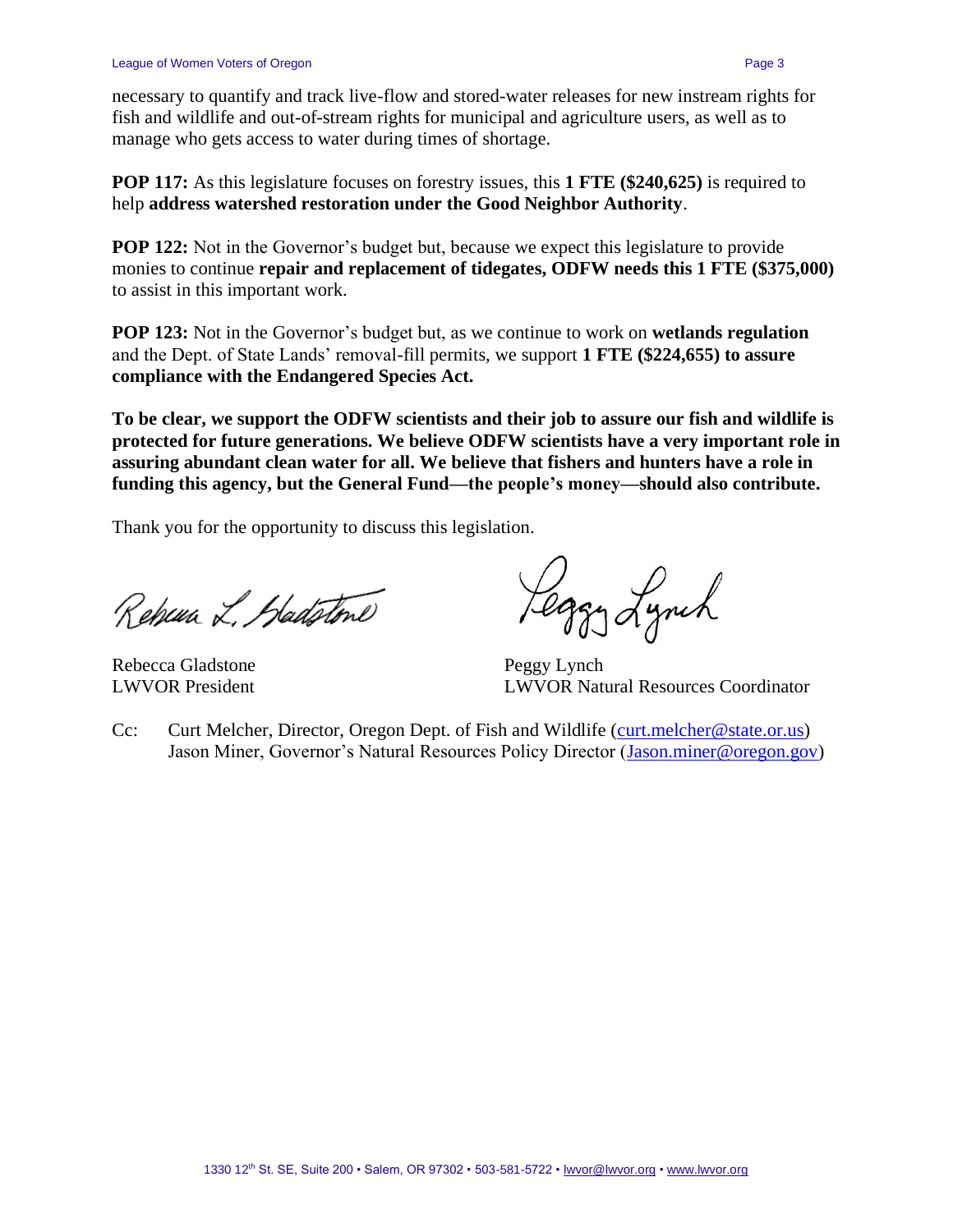necessary to quantify and track live-flow and stored-water releases for new instream rights for fish and wildlife and out-of-stream rights for municipal and agriculture users, as well as to manage who gets access to water during times of shortage.

**POP 117:** As this legislature focuses on forestry issues, this **1 FTE ($240,625)** is required to help **address watershed restoration under the Good Neighbor Authority**.

**POP 122:** Not in the Governor's budget but, because we expect this legislature to provide monies to continue **repair and replacement of tidegates, ODFW needs this 1 FTE ($375,000)** to assist in this important work.

**POP 123:** Not in the Governor's budget but, as we continue to work on **wetlands regulation** and the Dept. of State Lands' removal-fill permits, we support **1 FTE ($224,655) to assure compliance with the Endangered Species Act.**

**To be clear, we support the ODFW scientists and their job to assure our fish and wildlife is protected for future generations. We believe ODFW scientists have a very important role in assuring abundant clean water for all. We believe that fishers and hunters have a role in funding this agency, but the General Fund—the people's money—should also contribute.**

Thank you for the opportunity to discuss this legislation.

Rebecca Gladstone
LWVOR President

Peggy Lynch
LWVOR Natural Resources Coordinator

Cc: Curt Melcher, Director, Oregon Dept. of Fish and Wildlife (curt.melcher@state.or.us)
Jason Miner, Governor's Natural Resources Policy Director (Jason.miner@oregon.gov)